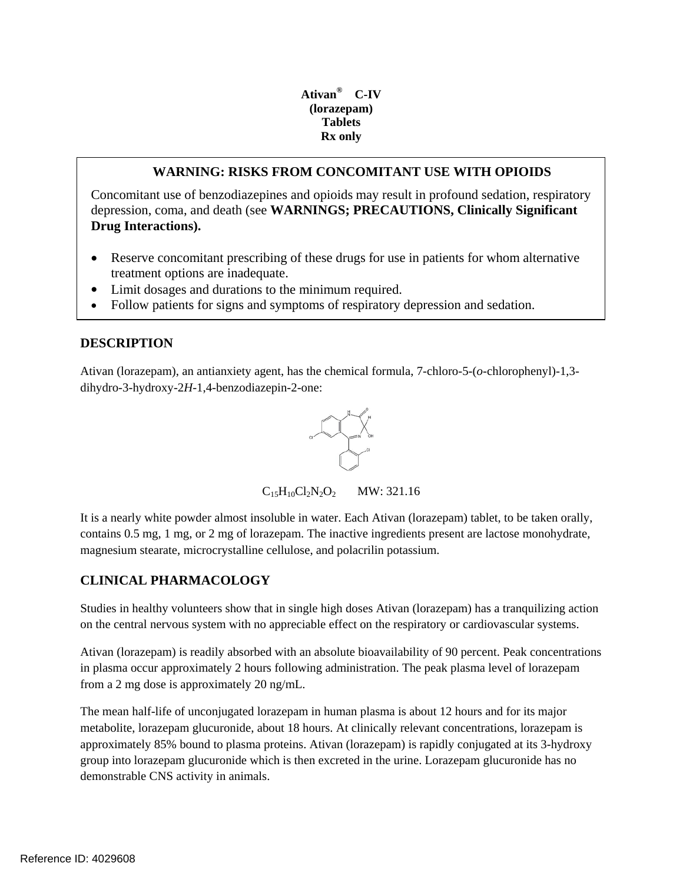**Ativan® C-IV**
**(lorazepam)**
**Tablets**
**Rx only**

## WARNING: RISKS FROM CONCOMITANT USE WITH OPIOIDS

Concomitant use of benzodiazepines and opioids may result in profound sedation, respiratory depression, coma, and death (see **WARNINGS; PRECAUTIONS, Clinically Significant Drug Interactions).**

- Reserve concomitant prescribing of these drugs for use in patients for whom alternative treatment options are inadequate.
- Limit dosages and durations to the minimum required.
- Follow patients for signs and symptoms of respiratory depression and sedation.

## DESCRIPTION

Ativan (lorazepam), an antianxiety agent, has the chemical formula, 7-chloro-5-(*o*-chlorophenyl)-1,3-dihydro-3-hydroxy-2*H*-1,4-benzodiazepin-2-one:

$C_{15}H_{10}Cl_2N_2O_2$ MW: 321.16

It is a nearly white powder almost insoluble in water. Each Ativan (lorazepam) tablet, to be taken orally, contains 0.5 mg, 1 mg, or 2 mg of lorazepam. The inactive ingredients present are lactose monohydrate, magnesium stearate, microcrystalline cellulose, and polacrilin potassium.

## CLINICAL PHARMACOLOGY

Studies in healthy volunteers show that in single high doses Ativan (lorazepam) has a tranquilizing action on the central nervous system with no appreciable effect on the respiratory or cardiovascular systems.

Ativan (lorazepam) is readily absorbed with an absolute bioavailability of 90 percent. Peak concentrations in plasma occur approximately 2 hours following administration. The peak plasma level of lorazepam from a 2 mg dose is approximately 20 ng/mL.

The mean half-life of unconjugated lorazepam in human plasma is about 12 hours and for its major metabolite, lorazepam glucuronide, about 18 hours. At clinically relevant concentrations, lorazepam is approximately 85% bound to plasma proteins. Ativan (lorazepam) is rapidly conjugated at its 3-hydroxy group into lorazepam glucuronide which is then excreted in the urine. Lorazepam glucuronide has no demonstrable CNS activity in animals.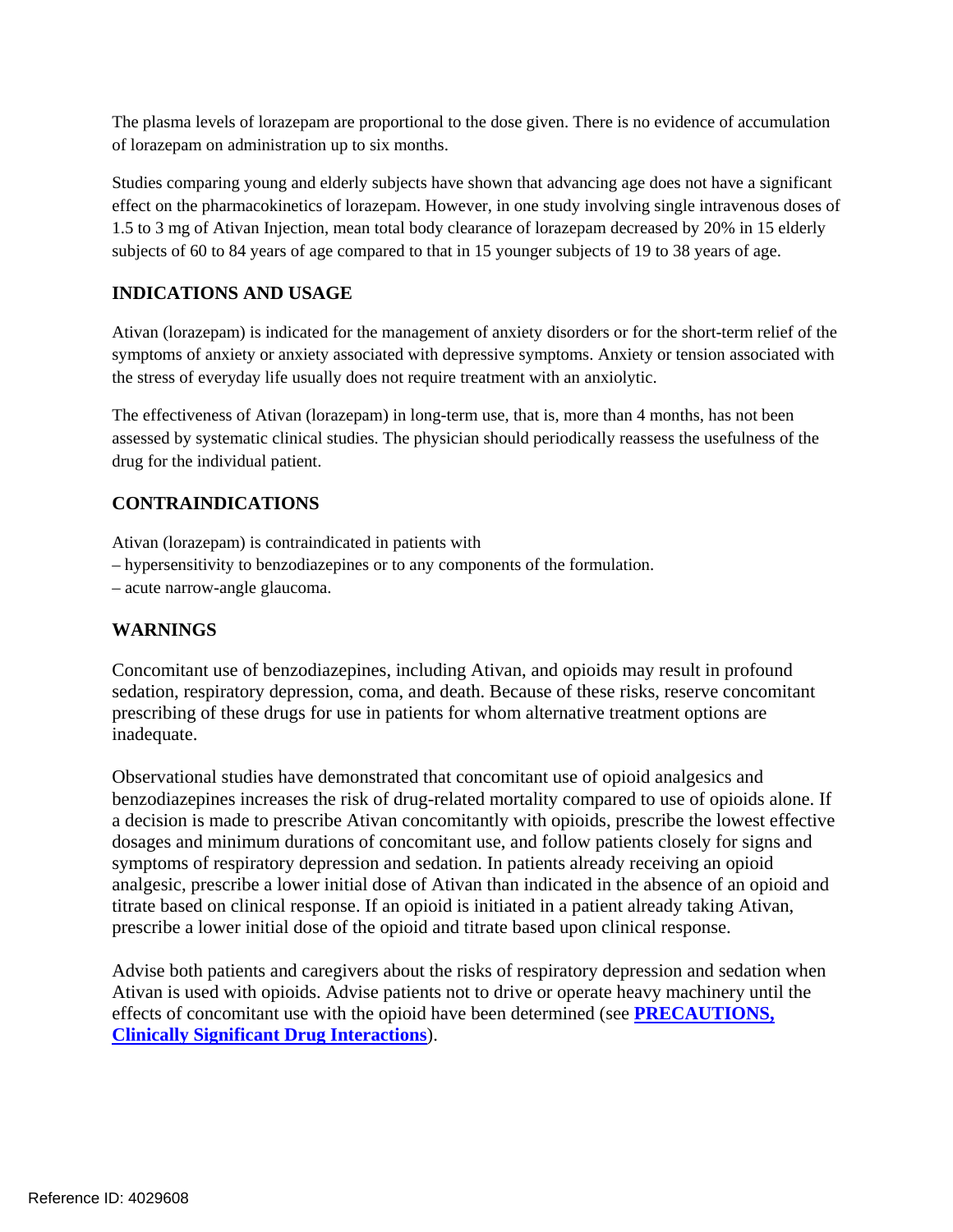The plasma levels of lorazepam are proportional to the dose given. There is no evidence of accumulation of lorazepam on administration up to six months.

Studies comparing young and elderly subjects have shown that advancing age does not have a significant effect on the pharmacokinetics of lorazepam. However, in one study involving single intravenous doses of 1.5 to 3 mg of Ativan Injection, mean total body clearance of lorazepam decreased by 20% in 15 elderly subjects of 60 to 84 years of age compared to that in 15 younger subjects of 19 to 38 years of age.

## INDICATIONS AND USAGE

Ativan (lorazepam) is indicated for the management of anxiety disorders or for the short-term relief of the symptoms of anxiety or anxiety associated with depressive symptoms. Anxiety or tension associated with the stress of everyday life usually does not require treatment with an anxiolytic.

The effectiveness of Ativan (lorazepam) in long-term use, that is, more than 4 months, has not been assessed by systematic clinical studies. The physician should periodically reassess the usefulness of the drug for the individual patient.

## CONTRAINDICATIONS

Ativan (lorazepam) is contraindicated in patients with
– hypersensitivity to benzodiazepines or to any components of the formulation.
– acute narrow-angle glaucoma.

## WARNINGS

Concomitant use of benzodiazepines, including Ativan, and opioids may result in profound sedation, respiratory depression, coma, and death. Because of these risks, reserve concomitant prescribing of these drugs for use in patients for whom alternative treatment options are inadequate.

Observational studies have demonstrated that concomitant use of opioid analgesics and benzodiazepines increases the risk of drug-related mortality compared to use of opioids alone. If a decision is made to prescribe Ativan concomitantly with opioids, prescribe the lowest effective dosages and minimum durations of concomitant use, and follow patients closely for signs and symptoms of respiratory depression and sedation. In patients already receiving an opioid analgesic, prescribe a lower initial dose of Ativan than indicated in the absence of an opioid and titrate based on clinical response. If an opioid is initiated in a patient already taking Ativan, prescribe a lower initial dose of the opioid and titrate based upon clinical response.

Advise both patients and caregivers about the risks of respiratory depression and sedation when Ativan is used with opioids. Advise patients not to drive or operate heavy machinery until the effects of concomitant use with the opioid have been determined (see **PRECAUTIONS, Clinically Significant Drug Interactions**).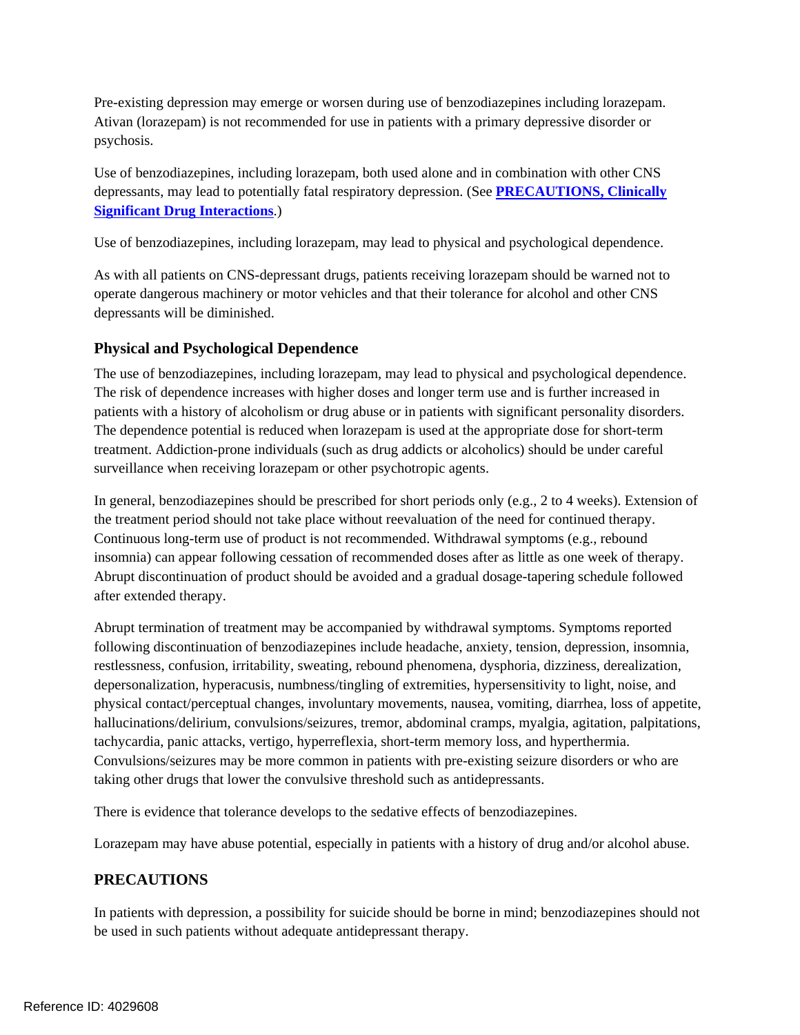Pre-existing depression may emerge or worsen during use of benzodiazepines including lorazepam. Ativan (lorazepam) is not recommended for use in patients with a primary depressive disorder or psychosis.

Use of benzodiazepines, including lorazepam, both used alone and in combination with other CNS depressants, may lead to potentially fatal respiratory depression. (See **PRECAUTIONS, Clinically Significant Drug Interactions**.)

Use of benzodiazepines, including lorazepam, may lead to physical and psychological dependence.

As with all patients on CNS-depressant drugs, patients receiving lorazepam should be warned not to operate dangerous machinery or motor vehicles and that their tolerance for alcohol and other CNS depressants will be diminished.

### Physical and Psychological Dependence

The use of benzodiazepines, including lorazepam, may lead to physical and psychological dependence. The risk of dependence increases with higher doses and longer term use and is further increased in patients with a history of alcoholism or drug abuse or in patients with significant personality disorders. The dependence potential is reduced when lorazepam is used at the appropriate dose for short-term treatment. Addiction-prone individuals (such as drug addicts or alcoholics) should be under careful surveillance when receiving lorazepam or other psychotropic agents.

In general, benzodiazepines should be prescribed for short periods only (e.g., 2 to 4 weeks). Extension of the treatment period should not take place without reevaluation of the need for continued therapy. Continuous long-term use of product is not recommended. Withdrawal symptoms (e.g., rebound insomnia) can appear following cessation of recommended doses after as little as one week of therapy. Abrupt discontinuation of product should be avoided and a gradual dosage-tapering schedule followed after extended therapy.

Abrupt termination of treatment may be accompanied by withdrawal symptoms. Symptoms reported following discontinuation of benzodiazepines include headache, anxiety, tension, depression, insomnia, restlessness, confusion, irritability, sweating, rebound phenomena, dysphoria, dizziness, derealization, depersonalization, hyperacusis, numbness/tingling of extremities, hypersensitivity to light, noise, and physical contact/perceptual changes, involuntary movements, nausea, vomiting, diarrhea, loss of appetite, hallucinations/delirium, convulsions/seizures, tremor, abdominal cramps, myalgia, agitation, palpitations, tachycardia, panic attacks, vertigo, hyperreflexia, short-term memory loss, and hyperthermia. Convulsions/seizures may be more common in patients with pre-existing seizure disorders or who are taking other drugs that lower the convulsive threshold such as antidepressants.

There is evidence that tolerance develops to the sedative effects of benzodiazepines.

Lorazepam may have abuse potential, especially in patients with a history of drug and/or alcohol abuse.

## PRECAUTIONS

In patients with depression, a possibility for suicide should be borne in mind; benzodiazepines should not be used in such patients without adequate antidepressant therapy.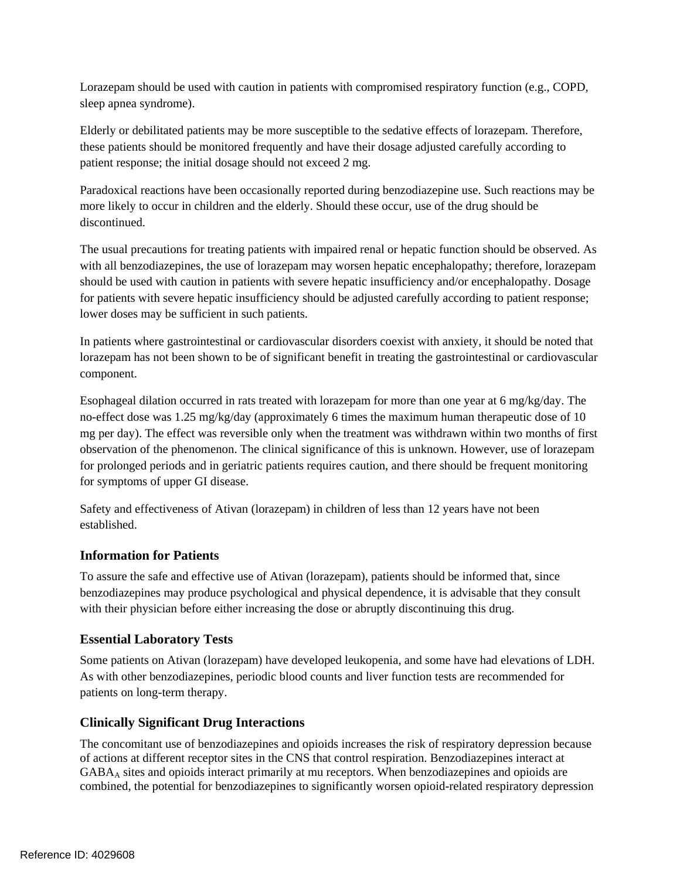Lorazepam should be used with caution in patients with compromised respiratory function (e.g., COPD, sleep apnea syndrome).

Elderly or debilitated patients may be more susceptible to the sedative effects of lorazepam. Therefore, these patients should be monitored frequently and have their dosage adjusted carefully according to patient response; the initial dosage should not exceed 2 mg.

Paradoxical reactions have been occasionally reported during benzodiazepine use. Such reactions may be more likely to occur in children and the elderly. Should these occur, use of the drug should be discontinued.

The usual precautions for treating patients with impaired renal or hepatic function should be observed. As with all benzodiazepines, the use of lorazepam may worsen hepatic encephalopathy; therefore, lorazepam should be used with caution in patients with severe hepatic insufficiency and/or encephalopathy. Dosage for patients with severe hepatic insufficiency should be adjusted carefully according to patient response; lower doses may be sufficient in such patients.

In patients where gastrointestinal or cardiovascular disorders coexist with anxiety, it should be noted that lorazepam has not been shown to be of significant benefit in treating the gastrointestinal or cardiovascular component.

Esophageal dilation occurred in rats treated with lorazepam for more than one year at 6 mg/kg/day. The no-effect dose was 1.25 mg/kg/day (approximately 6 times the maximum human therapeutic dose of 10 mg per day). The effect was reversible only when the treatment was withdrawn within two months of first observation of the phenomenon. The clinical significance of this is unknown. However, use of lorazepam for prolonged periods and in geriatric patients requires caution, and there should be frequent monitoring for symptoms of upper GI disease.

Safety and effectiveness of Ativan (lorazepam) in children of less than 12 years have not been established.

### Information for Patients

To assure the safe and effective use of Ativan (lorazepam), patients should be informed that, since benzodiazepines may produce psychological and physical dependence, it is advisable that they consult with their physician before either increasing the dose or abruptly discontinuing this drug.

### Essential Laboratory Tests

Some patients on Ativan (lorazepam) have developed leukopenia, and some have had elevations of LDH. As with other benzodiazepines, periodic blood counts and liver function tests are recommended for patients on long-term therapy.

### Clinically Significant Drug Interactions

The concomitant use of benzodiazepines and opioids increases the risk of respiratory depression because of actions at different receptor sites in the CNS that control respiration. Benzodiazepines interact at $GABA_A$ sites and opioids interact primarily at mu receptors. When benzodiazepines and opioids are combined, the potential for benzodiazepines to significantly worsen opioid-related respiratory depression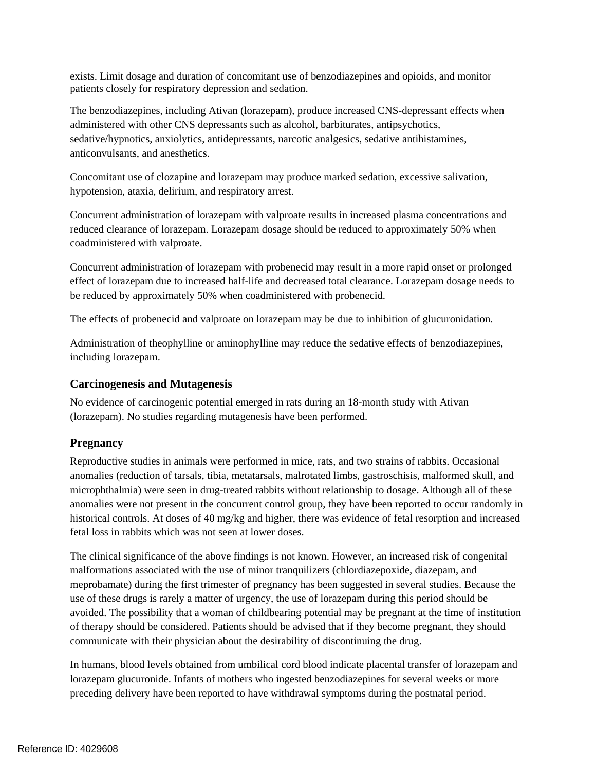exists. Limit dosage and duration of concomitant use of benzodiazepines and opioids, and monitor patients closely for respiratory depression and sedation.

The benzodiazepines, including Ativan (lorazepam), produce increased CNS-depressant effects when administered with other CNS depressants such as alcohol, barbiturates, antipsychotics, sedative/hypnotics, anxiolytics, antidepressants, narcotic analgesics, sedative antihistamines, anticonvulsants, and anesthetics.

Concomitant use of clozapine and lorazepam may produce marked sedation, excessive salivation, hypotension, ataxia, delirium, and respiratory arrest.

Concurrent administration of lorazepam with valproate results in increased plasma concentrations and reduced clearance of lorazepam. Lorazepam dosage should be reduced to approximately 50% when coadministered with valproate.

Concurrent administration of lorazepam with probenecid may result in a more rapid onset or prolonged effect of lorazepam due to increased half-life and decreased total clearance. Lorazepam dosage needs to be reduced by approximately 50% when coadministered with probenecid.

The effects of probenecid and valproate on lorazepam may be due to inhibition of glucuronidation.

Administration of theophylline or aminophylline may reduce the sedative effects of benzodiazepines, including lorazepam.

### Carcinogenesis and Mutagenesis

No evidence of carcinogenic potential emerged in rats during an 18-month study with Ativan (lorazepam). No studies regarding mutagenesis have been performed.

### Pregnancy

Reproductive studies in animals were performed in mice, rats, and two strains of rabbits. Occasional anomalies (reduction of tarsals, tibia, metatarsals, malrotated limbs, gastroschisis, malformed skull, and microphthalmia) were seen in drug-treated rabbits without relationship to dosage. Although all of these anomalies were not present in the concurrent control group, they have been reported to occur randomly in historical controls. At doses of 40 mg/kg and higher, there was evidence of fetal resorption and increased fetal loss in rabbits which was not seen at lower doses.

The clinical significance of the above findings is not known. However, an increased risk of congenital malformations associated with the use of minor tranquilizers (chlordiazepoxide, diazepam, and meprobamate) during the first trimester of pregnancy has been suggested in several studies. Because the use of these drugs is rarely a matter of urgency, the use of lorazepam during this period should be avoided. The possibility that a woman of childbearing potential may be pregnant at the time of institution of therapy should be considered. Patients should be advised that if they become pregnant, they should communicate with their physician about the desirability of discontinuing the drug.

In humans, blood levels obtained from umbilical cord blood indicate placental transfer of lorazepam and lorazepam glucuronide. Infants of mothers who ingested benzodiazepines for several weeks or more preceding delivery have been reported to have withdrawal symptoms during the postnatal period.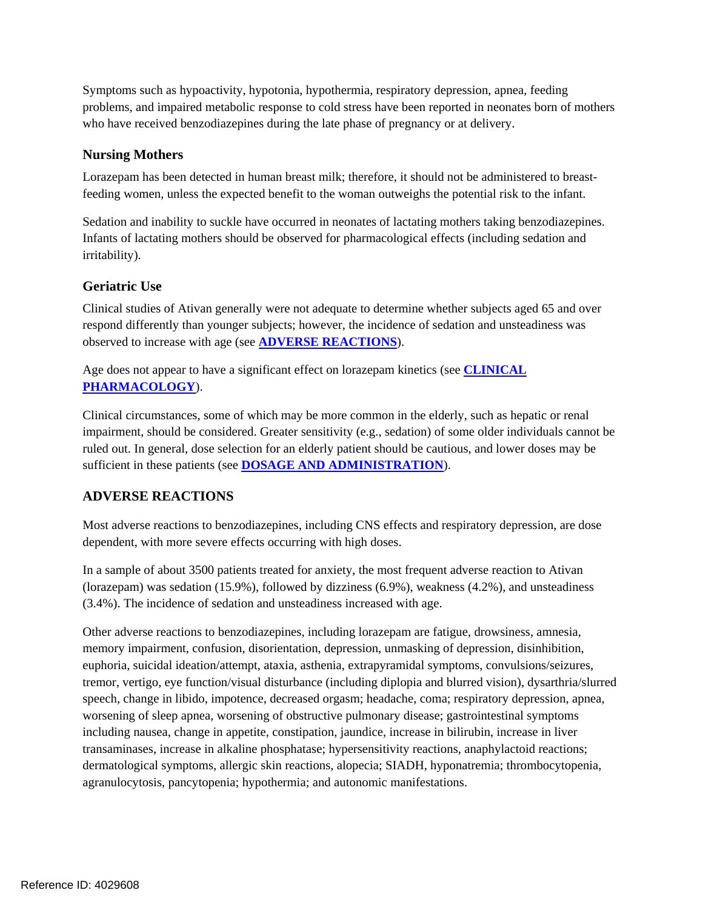Symptoms such as hypoactivity, hypotonia, hypothermia, respiratory depression, apnea, feeding problems, and impaired metabolic response to cold stress have been reported in neonates born of mothers who have received benzodiazepines during the late phase of pregnancy or at delivery.

### Nursing Mothers

Lorazepam has been detected in human breast milk; therefore, it should not be administered to breast-feeding women, unless the expected benefit to the woman outweighs the potential risk to the infant.

Sedation and inability to suckle have occurred in neonates of lactating mothers taking benzodiazepines. Infants of lactating mothers should be observed for pharmacological effects (including sedation and irritability).

### Geriatric Use

Clinical studies of Ativan generally were not adequate to determine whether subjects aged 65 and over respond differently than younger subjects; however, the incidence of sedation and unsteadiness was observed to increase with age (see **ADVERSE REACTIONS**).

Age does not appear to have a significant effect on lorazepam kinetics (see **CLINICAL PHARMACOLOGY**).

Clinical circumstances, some of which may be more common in the elderly, such as hepatic or renal impairment, should be considered. Greater sensitivity (e.g., sedation) of some older individuals cannot be ruled out. In general, dose selection for an elderly patient should be cautious, and lower doses may be sufficient in these patients (see **DOSAGE AND ADMINISTRATION**).

## ADVERSE REACTIONS

Most adverse reactions to benzodiazepines, including CNS effects and respiratory depression, are dose dependent, with more severe effects occurring with high doses.

In a sample of about 3500 patients treated for anxiety, the most frequent adverse reaction to Ativan (lorazepam) was sedation (15.9%), followed by dizziness (6.9%), weakness (4.2%), and unsteadiness (3.4%). The incidence of sedation and unsteadiness increased with age.

Other adverse reactions to benzodiazepines, including lorazepam are fatigue, drowsiness, amnesia, memory impairment, confusion, disorientation, depression, unmasking of depression, disinhibition, euphoria, suicidal ideation/attempt, ataxia, asthenia, extrapyramidal symptoms, convulsions/seizures, tremor, vertigo, eye function/visual disturbance (including diplopia and blurred vision), dysarthria/slurred speech, change in libido, impotence, decreased orgasm; headache, coma; respiratory depression, apnea, worsening of sleep apnea, worsening of obstructive pulmonary disease; gastrointestinal symptoms including nausea, change in appetite, constipation, jaundice, increase in bilirubin, increase in liver transaminases, increase in alkaline phosphatase; hypersensitivity reactions, anaphylactoid reactions; dermatological symptoms, allergic skin reactions, alopecia; SIADH, hyponatremia; thrombocytopenia, agranulocytosis, pancytopenia; hypothermia; and autonomic manifestations.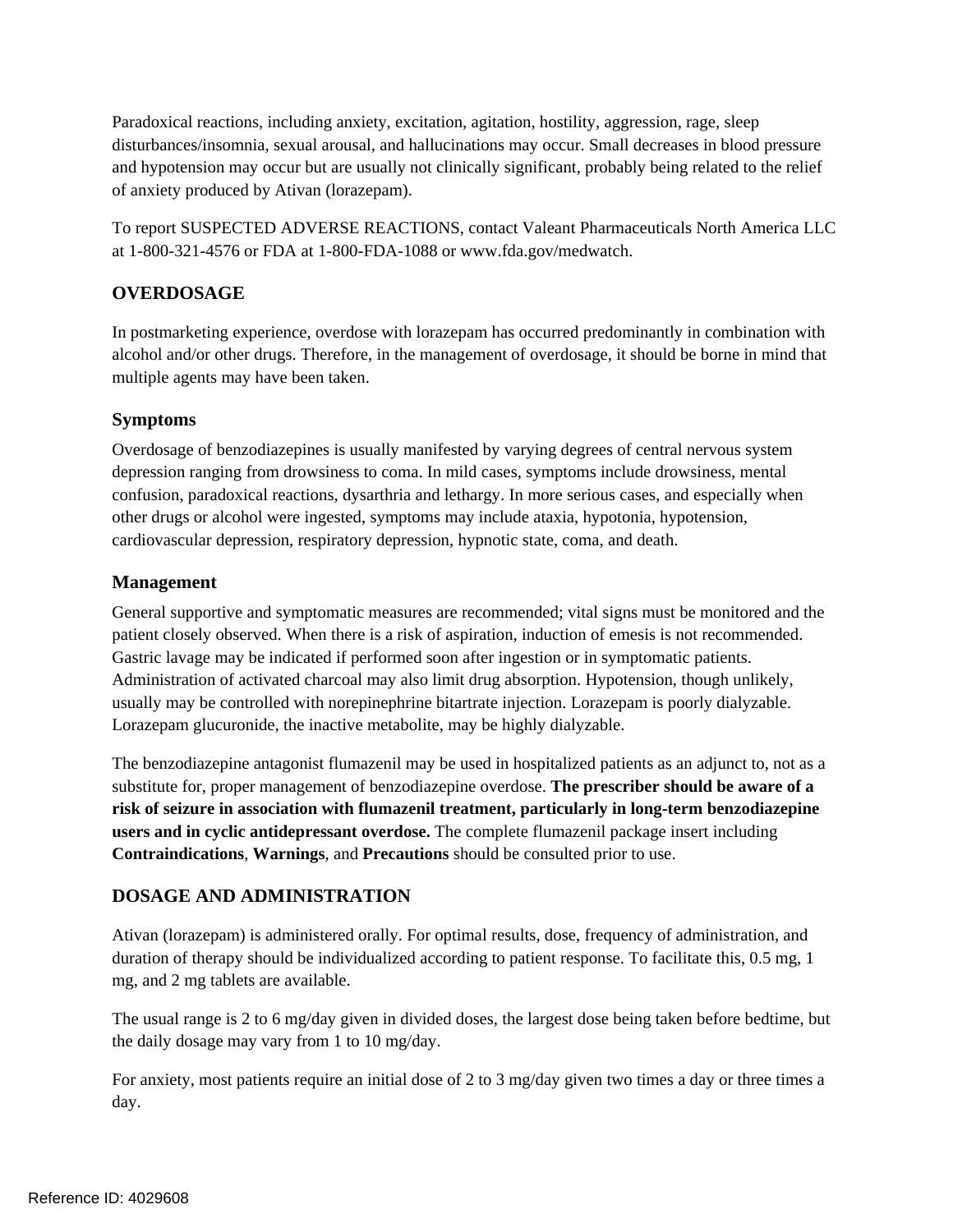Paradoxical reactions, including anxiety, excitation, agitation, hostility, aggression, rage, sleep disturbances/insomnia, sexual arousal, and hallucinations may occur. Small decreases in blood pressure and hypotension may occur but are usually not clinically significant, probably being related to the relief of anxiety produced by Ativan (lorazepam).

To report SUSPECTED ADVERSE REACTIONS, contact Valeant Pharmaceuticals North America LLC at 1-800-321-4576 or FDA at 1-800-FDA-1088 or www.fda.gov/medwatch.

## OVERDOSAGE

In postmarketing experience, overdose with lorazepam has occurred predominantly in combination with alcohol and/or other drugs. Therefore, in the management of overdosage, it should be borne in mind that multiple agents may have been taken.

### Symptoms

Overdosage of benzodiazepines is usually manifested by varying degrees of central nervous system depression ranging from drowsiness to coma. In mild cases, symptoms include drowsiness, mental confusion, paradoxical reactions, dysarthria and lethargy. In more serious cases, and especially when other drugs or alcohol were ingested, symptoms may include ataxia, hypotonia, hypotension, cardiovascular depression, respiratory depression, hypnotic state, coma, and death.

### Management

General supportive and symptomatic measures are recommended; vital signs must be monitored and the patient closely observed. When there is a risk of aspiration, induction of emesis is not recommended. Gastric lavage may be indicated if performed soon after ingestion or in symptomatic patients. Administration of activated charcoal may also limit drug absorption. Hypotension, though unlikely, usually may be controlled with norepinephrine bitartrate injection. Lorazepam is poorly dialyzable. Lorazepam glucuronide, the inactive metabolite, may be highly dialyzable.

The benzodiazepine antagonist flumazenil may be used in hospitalized patients as an adjunct to, not as a substitute for, proper management of benzodiazepine overdose. **The prescriber should be aware of a risk of seizure in association with flumazenil treatment, particularly in long-term benzodiazepine users and in cyclic antidepressant overdose.** The complete flumazenil package insert including **Contraindications**, **Warnings**, and **Precautions** should be consulted prior to use.

## DOSAGE AND ADMINISTRATION

Ativan (lorazepam) is administered orally. For optimal results, dose, frequency of administration, and duration of therapy should be individualized according to patient response. To facilitate this, 0.5 mg, 1 mg, and 2 mg tablets are available.

The usual range is 2 to 6 mg/day given in divided doses, the largest dose being taken before bedtime, but the daily dosage may vary from 1 to 10 mg/day.

For anxiety, most patients require an initial dose of 2 to 3 mg/day given two times a day or three times a day.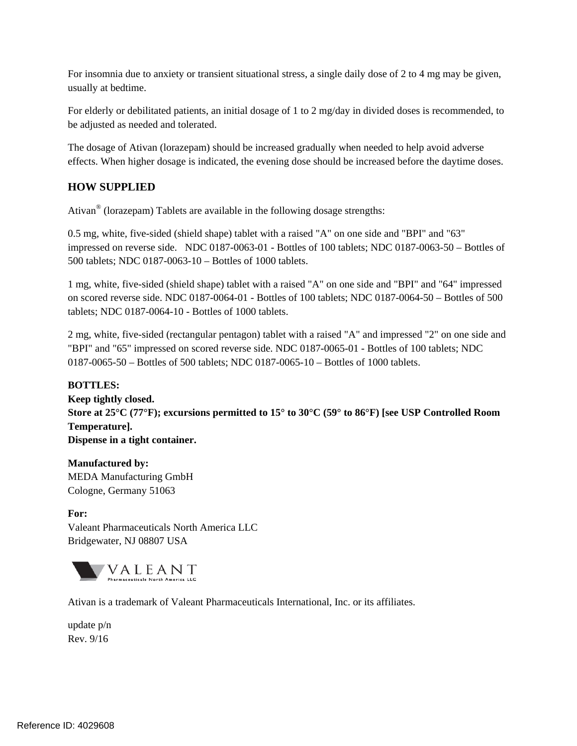For insomnia due to anxiety or transient situational stress, a single daily dose of 2 to 4 mg may be given, usually at bedtime.

For elderly or debilitated patients, an initial dosage of 1 to 2 mg/day in divided doses is recommended, to be adjusted as needed and tolerated.

The dosage of Ativan (lorazepam) should be increased gradually when needed to help avoid adverse effects. When higher dosage is indicated, the evening dose should be increased before the daytime doses.

## HOW SUPPLIED

Ativan® (lorazepam) Tablets are available in the following dosage strengths:

0.5 mg, white, five-sided (shield shape) tablet with a raised "A" on one side and "BPI" and "63" impressed on reverse side. NDC 0187-0063-01 - Bottles of 100 tablets; NDC 0187-0063-50 – Bottles of 500 tablets; NDC 0187-0063-10 – Bottles of 1000 tablets.

1 mg, white, five-sided (shield shape) tablet with a raised "A" on one side and "BPI" and "64" impressed on scored reverse side. NDC 0187-0064-01 - Bottles of 100 tablets; NDC 0187-0064-50 – Bottles of 500 tablets; NDC 0187-0064-10 - Bottles of 1000 tablets.

2 mg, white, five-sided (rectangular pentagon) tablet with a raised "A" and impressed "2" on one side and "BPI" and "65" impressed on scored reverse side. NDC 0187-0065-01 - Bottles of 100 tablets; NDC 0187-0065-50 – Bottles of 500 tablets; NDC 0187-0065-10 – Bottles of 1000 tablets.

**BOTTLES:**
**Keep tightly closed.**
**Store at 25°C (77°F); excursions permitted to 15° to 30°C (59° to 86°F) [see USP Controlled Room Temperature].**
**Dispense in a tight container.**

**Manufactured by:**
MEDA Manufacturing GmbH
Cologne, Germany 51063

**For:**
Valeant Pharmaceuticals North America LLC
Bridgewater, NJ 08807 USA

VALEANT
Pharmaceuticals North America LLC

Ativan is a trademark of Valeant Pharmaceuticals International, Inc. or its affiliates.

update p/n
Rev. 9/16

Reference ID: 4029608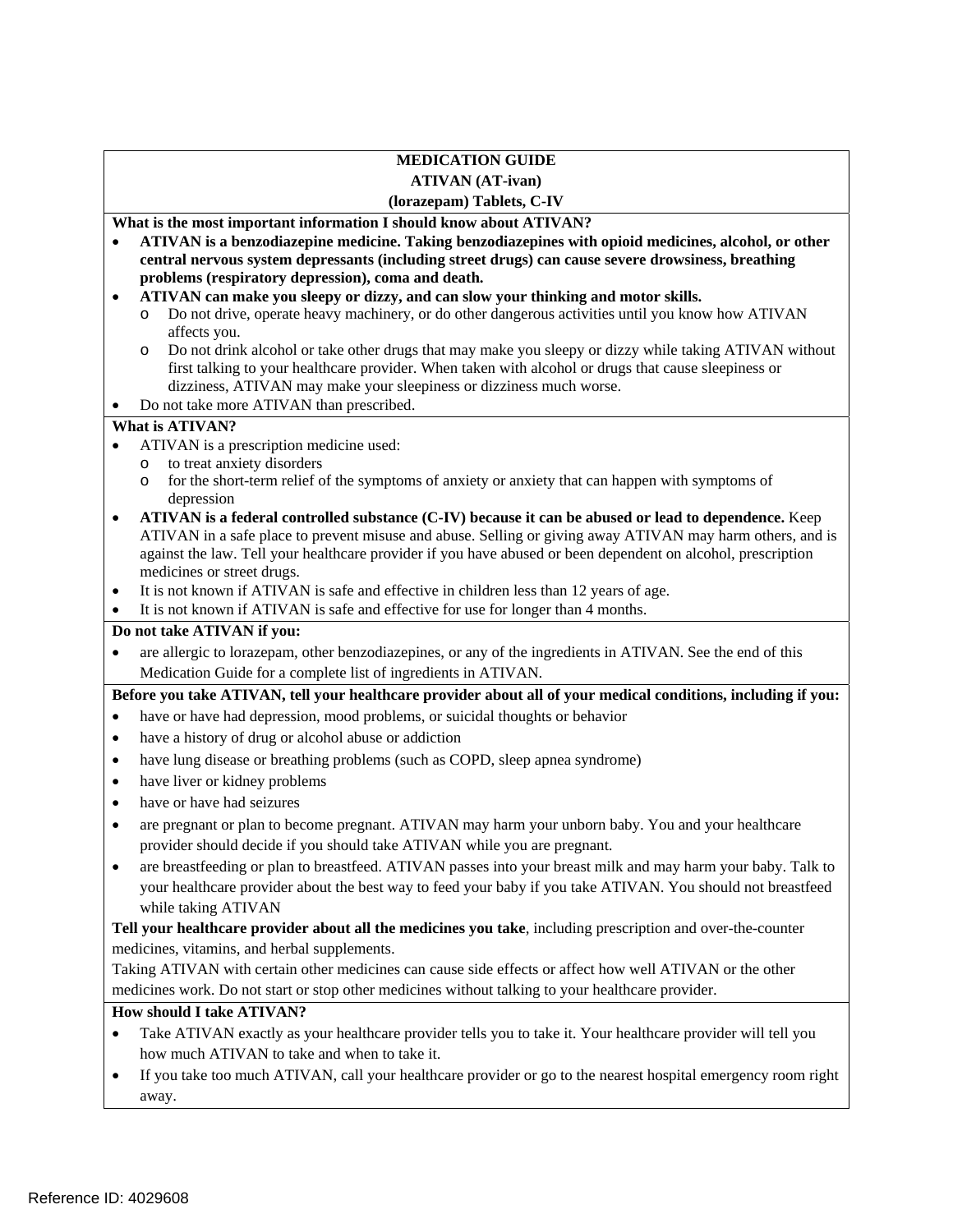# MEDICATION GUIDE

## ATIVAN (AT-ivan)

## (lorazepam) Tablets, C-IV

**What is the most important information I should know about ATIVAN?**

- **ATIVAN is a benzodiazepine medicine. Taking benzodiazepines with opioid medicines, alcohol, or other central nervous system depressants (including street drugs) can cause severe drowsiness, breathing problems (respiratory depression), coma and death.**
- **ATIVAN can make you sleepy or dizzy, and can slow your thinking and motor skills.**
  - Do not drive, operate heavy machinery, or do other dangerous activities until you know how ATIVAN affects you.
  - Do not drink alcohol or take other drugs that may make you sleepy or dizzy while taking ATIVAN without first talking to your healthcare provider. When taken with alcohol or drugs that cause sleepiness or dizziness, ATIVAN may make your sleepiness or dizziness much worse.
- Do not take more ATIVAN than prescribed.

**What is ATIVAN?**

- ATIVAN is a prescription medicine used:
  - to treat anxiety disorders
  - for the short-term relief of the symptoms of anxiety or anxiety that can happen with symptoms of depression
- **ATIVAN is a federal controlled substance (C-IV) because it can be abused or lead to dependence.** Keep ATIVAN in a safe place to prevent misuse and abuse. Selling or giving away ATIVAN may harm others, and is against the law. Tell your healthcare provider if you have abused or been dependent on alcohol, prescription medicines or street drugs.
- It is not known if ATIVAN is safe and effective in children less than 12 years of age.
- It is not known if ATIVAN is safe and effective for use for longer than 4 months.

**Do not take ATIVAN if you:**

- are allergic to lorazepam, other benzodiazepines, or any of the ingredients in ATIVAN. See the end of this Medication Guide for a complete list of ingredients in ATIVAN.

**Before you take ATIVAN, tell your healthcare provider about all of your medical conditions, including if you:**

- have or have had depression, mood problems, or suicidal thoughts or behavior
- have a history of drug or alcohol abuse or addiction
- have lung disease or breathing problems (such as COPD, sleep apnea syndrome)
- have liver or kidney problems
- have or have had seizures
- are pregnant or plan to become pregnant. ATIVAN may harm your unborn baby. You and your healthcare provider should decide if you should take ATIVAN while you are pregnant.
- are breastfeeding or plan to breastfeed. ATIVAN passes into your breast milk and may harm your baby. Talk to your healthcare provider about the best way to feed your baby if you take ATIVAN. You should not breastfeed while taking ATIVAN

**Tell your healthcare provider about all the medicines you take**, including prescription and over-the-counter medicines, vitamins, and herbal supplements.

Taking ATIVAN with certain other medicines can cause side effects or affect how well ATIVAN or the other medicines work. Do not start or stop other medicines without talking to your healthcare provider.

**How should I take ATIVAN?**

- Take ATIVAN exactly as your healthcare provider tells you to take it. Your healthcare provider will tell you how much ATIVAN to take and when to take it.
- If you take too much ATIVAN, call your healthcare provider or go to the nearest hospital emergency room right away.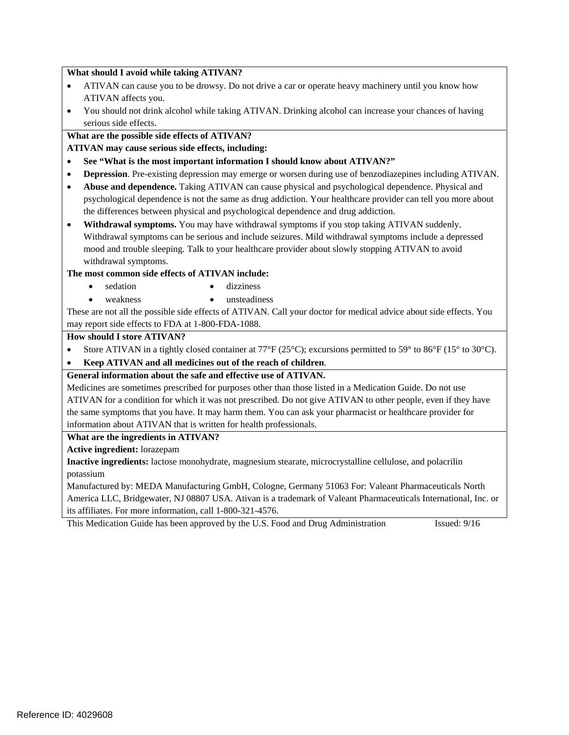**What should I avoid while taking ATIVAN?**

- ATIVAN can cause you to be drowsy. Do not drive a car or operate heavy machinery until you know how ATIVAN affects you.
- You should not drink alcohol while taking ATIVAN. Drinking alcohol can increase your chances of having serious side effects.

**What are the possible side effects of ATIVAN?**

**ATIVAN may cause serious side effects, including:**

- **See "What is the most important information I should know about ATIVAN?"**
- **Depression**. Pre-existing depression may emerge or worsen during use of benzodiazepines including ATIVAN.
- **Abuse and dependence.** Taking ATIVAN can cause physical and psychological dependence. Physical and psychological dependence is not the same as drug addiction. Your healthcare provider can tell you more about the differences between physical and psychological dependence and drug addiction.
- **Withdrawal symptoms.** You may have withdrawal symptoms if you stop taking ATIVAN suddenly. Withdrawal symptoms can be serious and include seizures. Mild withdrawal symptoms include a depressed mood and trouble sleeping. Talk to your healthcare provider about slowly stopping ATIVAN to avoid withdrawal symptoms.

**The most common side effects of ATIVAN include:**

- sedation
- dizziness
- weakness
- unsteadiness

These are not all the possible side effects of ATIVAN. Call your doctor for medical advice about side effects. You may report side effects to FDA at 1-800-FDA-1088.

**How should I store ATIVAN?**

- Store ATIVAN in a tightly closed container at 77°F (25°C); excursions permitted to 59° to 86°F (15° to 30°C).
- **Keep ATIVAN and all medicines out of the reach of children**.

**General information about the safe and effective use of ATIVAN.**

Medicines are sometimes prescribed for purposes other than those listed in a Medication Guide. Do not use ATIVAN for a condition for which it was not prescribed. Do not give ATIVAN to other people, even if they have the same symptoms that you have. It may harm them. You can ask your pharmacist or healthcare provider for information about ATIVAN that is written for health professionals.

**What are the ingredients in ATIVAN?**

**Active ingredient:** lorazepam

**Inactive ingredients:** lactose monohydrate, magnesium stearate, microcrystalline cellulose, and polacrilin potassium

Manufactured by: MEDA Manufacturing GmbH, Cologne, Germany 51063 For: Valeant Pharmaceuticals North America LLC, Bridgewater, NJ 08807 USA. Ativan is a trademark of Valeant Pharmaceuticals International, Inc. or its affiliates. For more information, call 1-800-321-4576.

This Medication Guide has been approved by the U.S. Food and Drug Administration Issued: 9/16